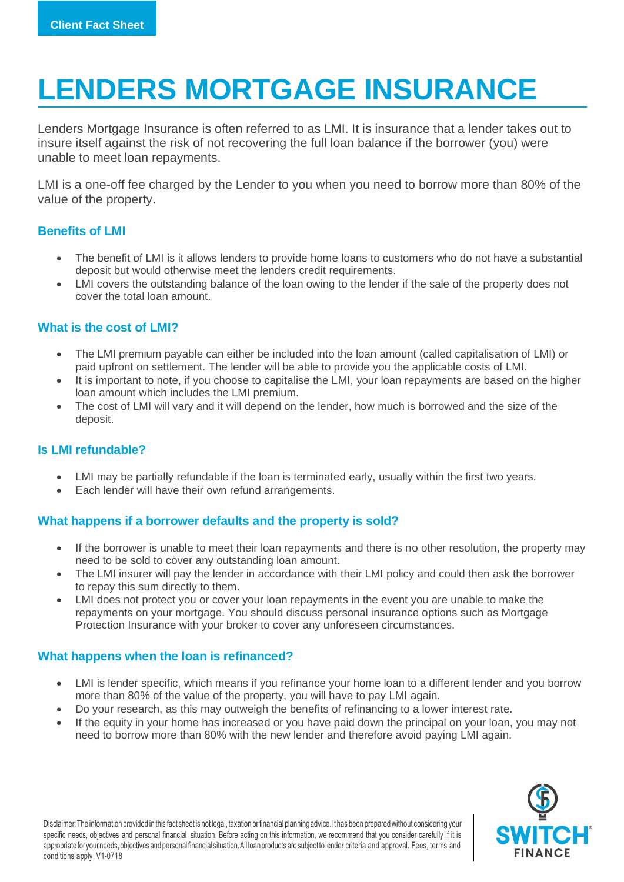Client Fact Sheet

# LENDERS MORTGAGE INSURANCE

Lenders Mortgage Insurance is often referred to as LMI. It is insurance that a lender takes out to insure itself against the risk of not recovering the full loan balance if the borrower (you) were unable to meet loan repayments.

LMI is a one-off fee charged by the Lender to you when you need to borrow more than 80% of the value of the property.

## Benefits of LMI

- The benefit of LMI is it allows lenders to provide home loans to customers who do not have a substantial deposit but would otherwise meet the lenders credit requirements.
- LMI covers the outstanding balance of the loan owing to the lender if the sale of the property does not cover the total loan amount.

## What is the cost of LMI?

- The LMI premium payable can either be included into the loan amount (called capitalisation of LMI) or paid upfront on settlement. The lender will be able to provide you the applicable costs of LMI.
- It is important to note, if you choose to capitalise the LMI, your loan repayments are based on the higher loan amount which includes the LMI premium.
- The cost of LMI will vary and it will depend on the lender, how much is borrowed and the size of the deposit.

## Is LMI refundable?

- LMI may be partially refundable if the loan is terminated early, usually within the first two years.
- Each lender will have their own refund arrangements.

## What happens if a borrower defaults and the property is sold?

- If the borrower is unable to meet their loan repayments and there is no other resolution, the property may need to be sold to cover any outstanding loan amount.
- The LMI insurer will pay the lender in accordance with their LMI policy and could then ask the borrower to repay this sum directly to them.
- LMI does not protect you or cover your loan repayments in the event you are unable to make the repayments on your mortgage. You should discuss personal insurance options such as Mortgage Protection Insurance with your broker to cover any unforeseen circumstances.

## What happens when the loan is refinanced?

- LMI is lender specific, which means if you refinance your home loan to a different lender and you borrow more than 80% of the value of the property, you will have to pay LMI again.
- Do your research, as this may outweigh the benefits of refinancing to a lower interest rate.
- If the equity in your home has increased or you have paid down the principal on your loan, you may not need to borrow more than 80% with the new lender and therefore avoid paying LMI again.

Disclaimer: The information provided in this fact sheet is not legal, taxation or financial planning advice. It has been prepared without considering your specific needs, objectives and personal financial situation. Before acting on this information, we recommend that you consider carefully if it is appropriate for your needs, objectives and personal financial situation. All loan products are subject to lender criteria and approval. Fees, terms and conditions apply. V1-0718

SWITCH FINANCE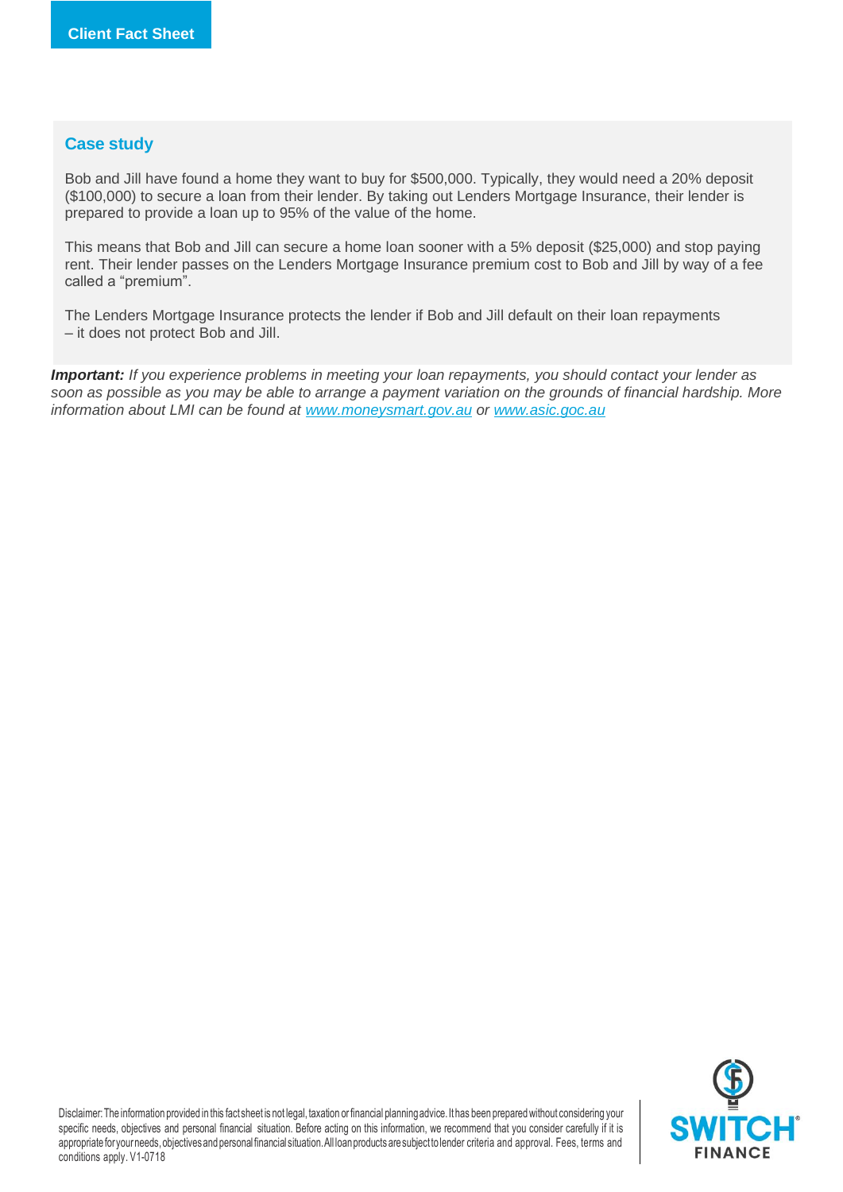Client Fact Sheet

## Case study

Bob and Jill have found a home they want to buy for $500,000. Typically, they would need a 20% deposit ($100,000) to secure a loan from their lender. By taking out Lenders Mortgage Insurance, their lender is prepared to provide a loan up to 95% of the value of the home.

This means that Bob and Jill can secure a home loan sooner with a 5% deposit ($25,000) and stop paying rent. Their lender passes on the Lenders Mortgage Insurance premium cost to Bob and Jill by way of a fee called a "premium".

The Lenders Mortgage Insurance protects the lender if Bob and Jill default on their loan repayments – it does not protect Bob and Jill.

***Important:*** *If you experience problems in meeting your loan repayments, you should contact your lender as soon as possible as you may be able to arrange a payment variation on the grounds of financial hardship. More information about LMI can be found at www.moneysmart.gov.au or www.asic.goc.au*

Disclaimer: The information provided in this fact sheet is not legal, taxation or financial planning advice. It has been prepared without considering your specific needs, objectives and personal financial situation. Before acting on this information, we recommend that you consider carefully if it is appropriate for your needs, objectives and personal financial situation. All loan products are subject to lender criteria and approval. Fees, terms and conditions apply. V1-0718

SWITCH FINANCE